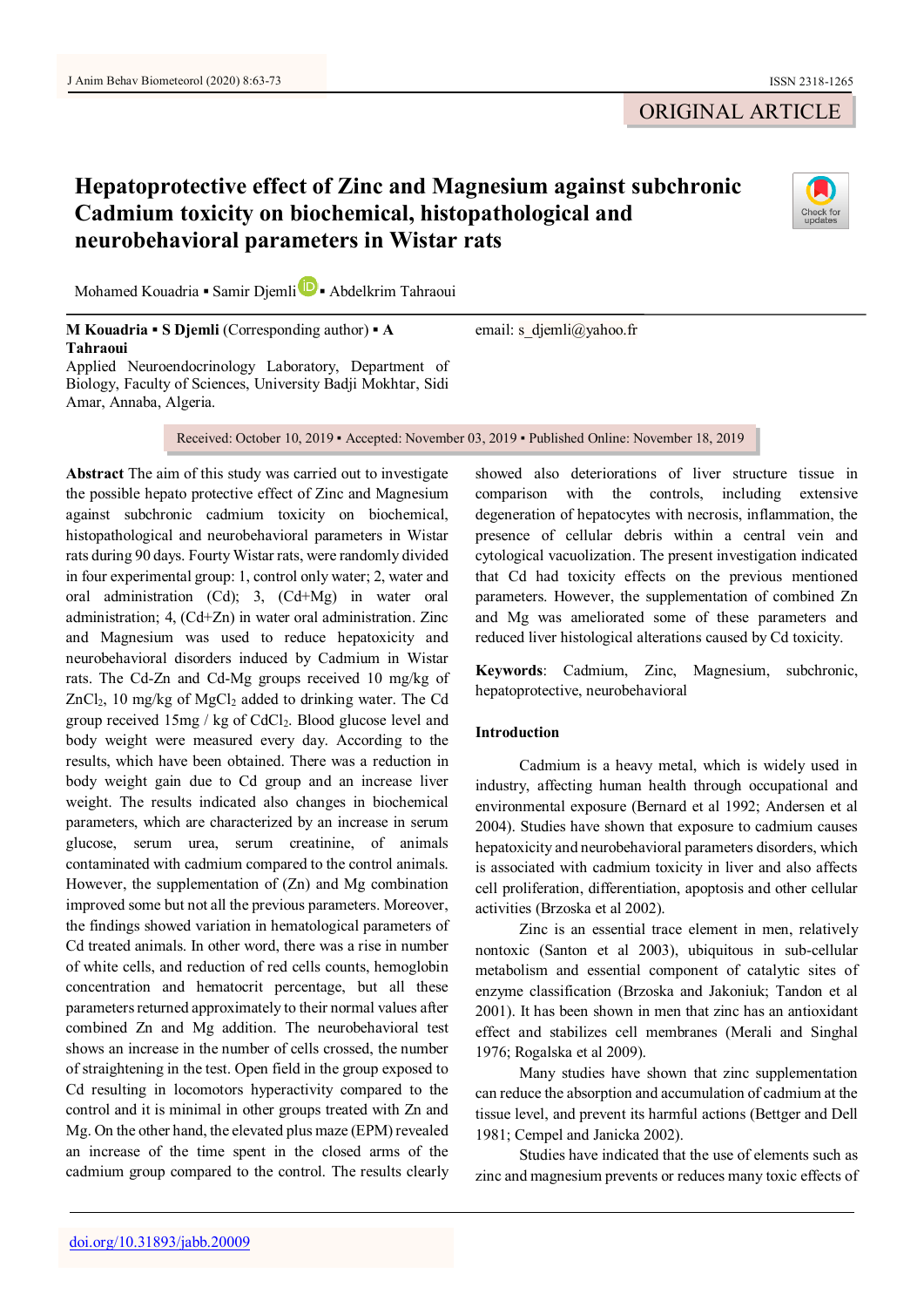ORIGINAL ARTICLE

# Hepatoprotective effect of Zinc and Magnesium against subchronic Cadmium toxicity on biochemical, histopathological and neurobehavioral parameters in Wistar rats

Mohamed Kouadria ▪ Samir Djemli ▪ Abdelkrim Tahraoui

**M Kouadria ▪ S Djemli** (Corresponding author) **▪ A Tahraoui**
Applied Neuroendocrinology Laboratory, Department of Biology, Faculty of Sciences, University Badji Mokhtar, Sidi Amar, Annaba, Algeria.

email: s_djemli@yahoo.fr

Received: October 10, 2019 ▪ Accepted: November 03, 2019 ▪ Published Online: November 18, 2019

**Abstract** The aim of this study was carried out to investigate the possible hepato protective effect of Zinc and Magnesium against subchronic cadmium toxicity on biochemical, histopathological and neurobehavioral parameters in Wistar rats during 90 days. Fourty Wistar rats, were randomly divided in four experimental group: 1, control only water; 2, water and oral administration (Cd); 3, (Cd+Mg) in water oral administration; 4, (Cd+Zn) in water oral administration. Zinc and Magnesium was used to reduce hepatoxicity and neurobehavioral disorders induced by Cadmium in Wistar rats. The Cd-Zn and Cd-Mg groups received 10 mg/kg of $ZnCl_2$, 10 mg/kg of $MgCl_2$ added to drinking water. The Cd group received 15mg / kg of $CdCl_2$. Blood glucose level and body weight were measured every day. According to the results, which have been obtained. There was a reduction in body weight gain due to Cd group and an increase liver weight. The results indicated also changes in biochemical parameters, which are characterized by an increase in serum glucose, serum urea, serum creatinine, of animals contaminated with cadmium compared to the control animals. However, the supplementation of (Zn) and Mg combination improved some but not all the previous parameters. Moreover, the findings showed variation in hematological parameters of Cd treated animals. In other word, there was a rise in number of white cells, and reduction of red cells counts, hemoglobin concentration and hematocrit percentage, but all these parameters returned approximately to their normal values after combined Zn and Mg addition. The neurobehavioral test shows an increase in the number of cells crossed, the number of straightening in the test. Open field in the group exposed to Cd resulting in locomotors hyperactivity compared to the control and it is minimal in other groups treated with Zn and Mg. On the other hand, the elevated plus maze (EPM) revealed an increase of the time spent in the closed arms of the cadmium group compared to the control. The results clearly showed also deteriorations of liver structure tissue in comparison with the controls, including extensive degeneration of hepatocytes with necrosis, inflammation, the presence of cellular debris within a central vein and cytological vacuolization. The present investigation indicated that Cd had toxicity effects on the previous mentioned parameters. However, the supplementation of combined Zn and Mg was ameliorated some of these parameters and reduced liver histological alterations caused by Cd toxicity.

**Keywords**: Cadmium, Zinc, Magnesium, subchronic, hepatoprotective, neurobehavioral

## Introduction

Cadmium is a heavy metal, which is widely used in industry, affecting human health through occupational and environmental exposure (Bernard et al 1992; Andersen et al 2004). Studies have shown that exposure to cadmium causes hepatoxicity and neurobehavioral parameters disorders, which is associated with cadmium toxicity in liver and also affects cell proliferation, differentiation, apoptosis and other cellular activities (Brzoska et al 2002).

Zinc is an essential trace element in men, relatively nontoxic (Santon et al 2003), ubiquitous in sub-cellular metabolism and essential component of catalytic sites of enzyme classification (Brzoska and Jakoniuk; Tandon et al 2001). It has been shown in men that zinc has an antioxidant effect and stabilizes cell membranes (Merali and Singhal 1976; Rogalska et al 2009).

Many studies have shown that zinc supplementation can reduce the absorption and accumulation of cadmium at the tissue level, and prevent its harmful actions (Bettger and Dell 1981; Cempel and Janicka 2002).

Studies have indicated that the use of elements such as zinc and magnesium prevents or reduces many toxic effects of

doi.org/10.31893/jabb.20009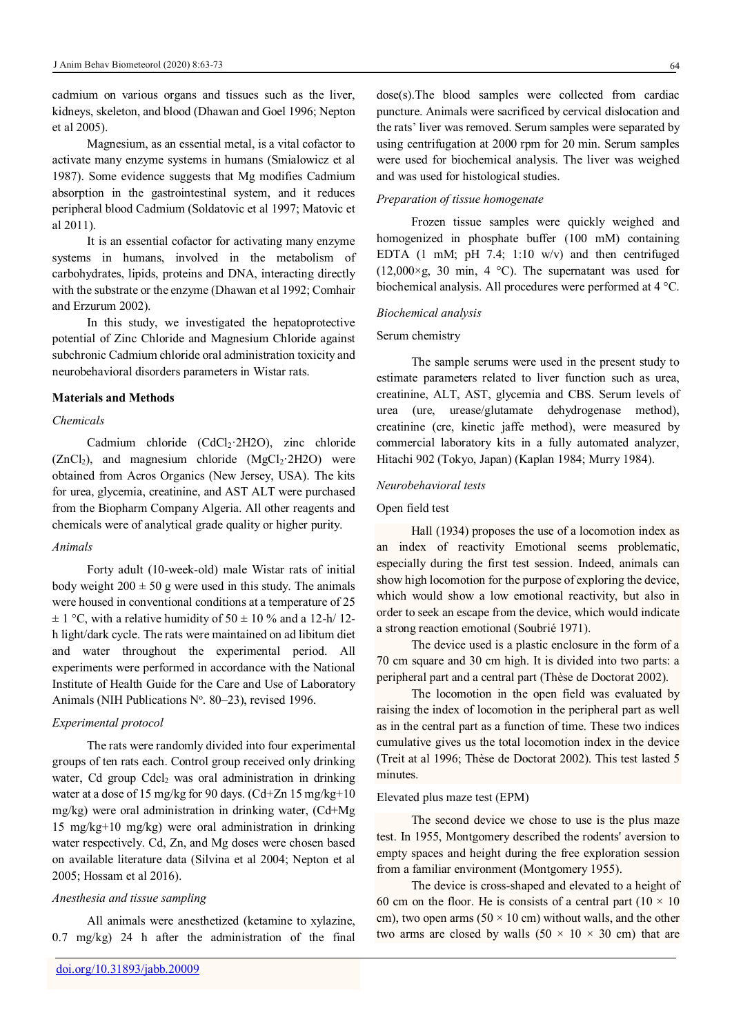cadmium on various organs and tissues such as the liver, kidneys, skeleton, and blood (Dhawan and Goel 1996; Nepton et al 2005).

Magnesium, as an essential metal, is a vital cofactor to activate many enzyme systems in humans (Smialowicz et al 1987). Some evidence suggests that Mg modifies Cadmium absorption in the gastrointestinal system, and it reduces peripheral blood Cadmium (Soldatovic et al 1997; Matovic et al 2011).

It is an essential cofactor for activating many enzyme systems in humans, involved in the metabolism of carbohydrates, lipids, proteins and DNA, interacting directly with the substrate or the enzyme (Dhawan et al 1992; Comhair and Erzurum 2002).

In this study, we investigated the hepatoprotective potential of Zinc Chloride and Magnesium Chloride against subchronic Cadmium chloride oral administration toxicity and neurobehavioral disorders parameters in Wistar rats.

## Materials and Methods

### *Chemicals*

Cadmium chloride ($CdCl_2{\cdot}2H2O$), zinc chloride ($ZnCl_2$), and magnesium chloride ($MgCl_2{\cdot}2H2O$) were obtained from Acros Organics (New Jersey, USA). The kits for urea, glycemia, creatinine, and AST ALT were purchased from the Biopharm Company Algeria. All other reagents and chemicals were of analytical grade quality or higher purity.

### *Animals*

Forty adult (10-week-old) male Wistar rats of initial body weight 200 ± 50 g were used in this study. The animals were housed in conventional conditions at a temperature of 25 ± 1 °C, with a relative humidity of 50 ± 10 % and a 12-h/ 12-h light/dark cycle. The rats were maintained on ad libitum diet and water throughout the experimental period. All experiments were performed in accordance with the National Institute of Health Guide for the Care and Use of Laboratory Animals (NIH Publications N°. 80–23), revised 1996.

### *Experimental protocol*

The rats were randomly divided into four experimental groups of ten rats each. Control group received only drinking water, Cd group $Cdcl_2$ was oral administration in drinking water at a dose of 15 mg/kg for 90 days. (Cd+Zn 15 mg/kg+10 mg/kg) were oral administration in drinking water, (Cd+Mg 15 mg/kg+10 mg/kg) were oral administration in drinking water respectively. Cd, Zn, and Mg doses were chosen based on available literature data (Silvina et al 2004; Nepton et al 2005; Hossam et al 2016).

### *Anesthesia and tissue sampling*

All animals were anesthetized (ketamine to xylazine, 0.7 mg/kg) 24 h after the administration of the final dose(s).The blood samples were collected from cardiac puncture. Animals were sacrificed by cervical dislocation and the rats' liver was removed. Serum samples were separated by using centrifugation at 2000 rpm for 20 min. Serum samples were used for biochemical analysis. The liver was weighed and was used for histological studies.

### *Preparation of tissue homogenate*

Frozen tissue samples were quickly weighed and homogenized in phosphate buffer (100 mM) containing EDTA (1 mM; pH 7.4; 1:10 w/v) and then centrifuged (12,000×g, 30 min, 4 °C). The supernatant was used for biochemical analysis. All procedures were performed at 4 °C.

### *Biochemical analysis*

#### Serum chemistry

The sample serums were used in the present study to estimate parameters related to liver function such as urea, creatinine, ALT, AST, glycemia and CBS. Serum levels of urea (ure, urease/glutamate dehydrogenase method), creatinine (cre, kinetic jaffe method), were measured by commercial laboratory kits in a fully automated analyzer, Hitachi 902 (Tokyo, Japan) (Kaplan 1984; Murry 1984).

### *Neurobehavioral tests*

#### Open field test

Hall (1934) proposes the use of a locomotion index as an index of reactivity Emotional seems problematic, especially during the first test session. Indeed, animals can show high locomotion for the purpose of exploring the device, which would show a low emotional reactivity, but also in order to seek an escape from the device, which would indicate a strong reaction emotional (Soubrié 1971).

The device used is a plastic enclosure in the form of a 70 cm square and 30 cm high. It is divided into two parts: a peripheral part and a central part (Thèse de Doctorat 2002).

The locomotion in the open field was evaluated by raising the index of locomotion in the peripheral part as well as in the central part as a function of time. These two indices cumulative gives us the total locomotion index in the device (Treit at al 1996; Thèse de Doctorat 2002). This test lasted 5 minutes.

#### Elevated plus maze test (EPM)

The second device we chose to use is the plus maze test. In 1955, Montgomery described the rodents' aversion to empty spaces and height during the free exploration session from a familiar environment (Montgomery 1955).

The device is cross-shaped and elevated to a height of 60 cm on the floor. He is consists of a central part (10 × 10 cm), two open arms (50 × 10 cm) without walls, and the other two arms are closed by walls (50 × 10 × 30 cm) that are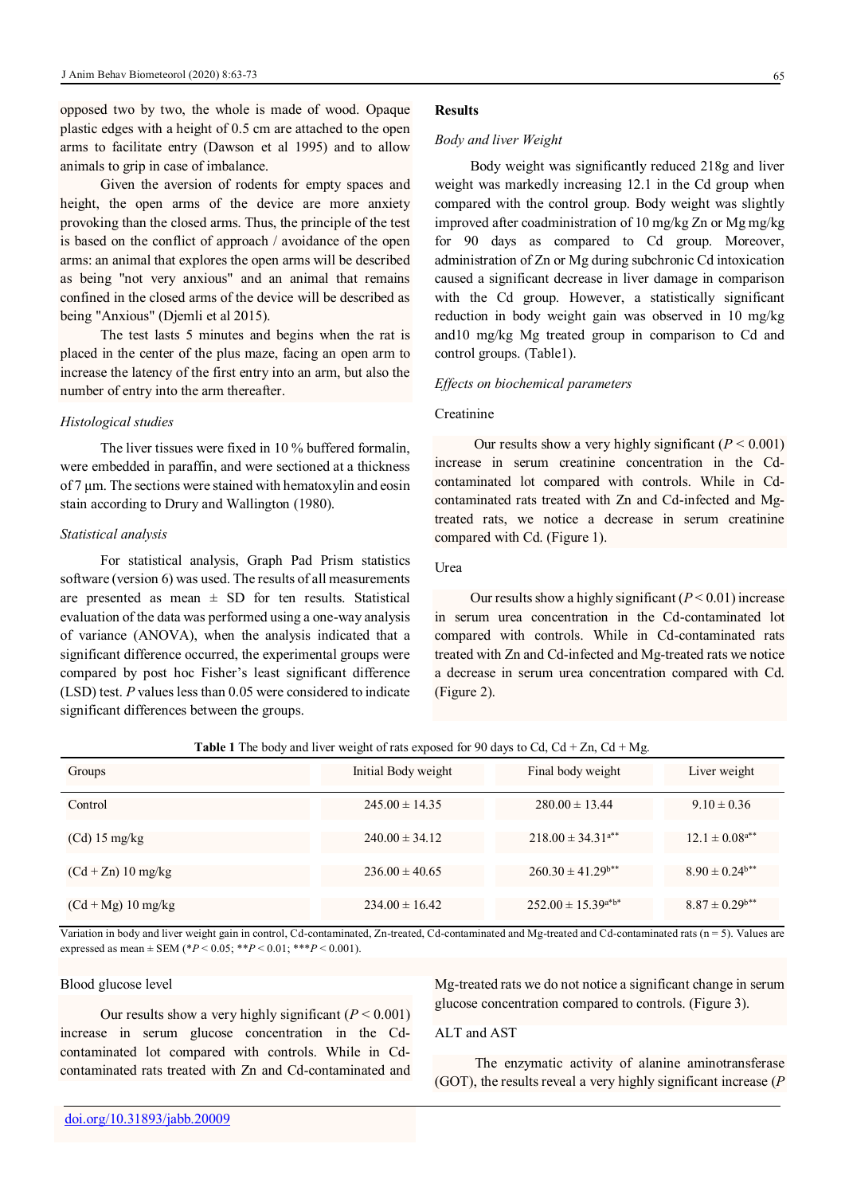opposed two by two, the whole is made of wood. Opaque plastic edges with a height of 0.5 cm are attached to the open arms to facilitate entry (Dawson et al 1995) and to allow animals to grip in case of imbalance.

Given the aversion of rodents for empty spaces and height, the open arms of the device are more anxiety provoking than the closed arms. Thus, the principle of the test is based on the conflict of approach / avoidance of the open arms: an animal that explores the open arms will be described as being "not very anxious" and an animal that remains confined in the closed arms of the device will be described as being "Anxious" (Djemli et al 2015).

The test lasts 5 minutes and begins when the rat is placed in the center of the plus maze, facing an open arm to increase the latency of the first entry into an arm, but also the number of entry into the arm thereafter.

*Histological studies*

The liver tissues were fixed in 10 % buffered formalin, were embedded in paraffin, and were sectioned at a thickness of 7 µm. The sections were stained with hematoxylin and eosin stain according to Drury and Wallington (1980).

*Statistical analysis*

For statistical analysis, Graph Pad Prism statistics software (version 6) was used. The results of all measurements are presented as mean ± SD for ten results. Statistical evaluation of the data was performed using a one-way analysis of variance (ANOVA), when the analysis indicated that a significant difference occurred, the experimental groups were compared by post hoc Fisher's least significant difference (LSD) test. *P* values less than 0.05 were considered to indicate significant differences between the groups.

## Results

*Body and liver Weight*

Body weight was significantly reduced 218g and liver weight was markedly increasing 12.1 in the Cd group when compared with the control group. Body weight was slightly improved after coadministration of 10 mg/kg Zn or Mg mg/kg for 90 days as compared to Cd group. Moreover, administration of Zn or Mg during subchronic Cd intoxication caused a significant decrease in liver damage in comparison with the Cd group. However, a statistically significant reduction in body weight gain was observed in 10 mg/kg and10 mg/kg Mg treated group in comparison to Cd and control groups. (Table1).

*Effects on biochemical parameters*

Creatinine

Our results show a very highly significant ($P < 0.001$) increase in serum creatinine concentration in the Cd-contaminated lot compared with controls. While in Cd-contaminated rats treated with Zn and Cd-infected and Mg-treated rats, we notice a decrease in serum creatinine compared with Cd. (Figure 1).

Urea

Our results show a highly significant ($P < 0.01$) increase in serum urea concentration in the Cd-contaminated lot compared with controls. While in Cd-contaminated rats treated with Zn and Cd-infected and Mg-treated rats we notice a decrease in serum urea concentration compared with Cd. (Figure 2).

**Table 1** The body and liver weight of rats exposed for 90 days to Cd, Cd + Zn, Cd + Mg.

| Groups | Initial Body weight | Final body weight | Liver weight |
|---|---|---|---|
| Control | 245.00 ± 14.35 | 280.00 ± 13.44 | 9.10 ± 0.36 |
| (Cd) 15 mg/kg | 240.00 ± 34.12 | 218.00 ± 34.31$^{a**}$ | 12.1 ± 0.08$^{a**}$ |
| (Cd + Zn) 10 mg/kg | 236.00 ± 40.65 | 260.30 ± 41.29$^{b**}$ | 8.90 ± 0.24$^{b**}$ |
| (Cd + Mg) 10 mg/kg | 234.00 ± 16.42 | 252.00 ± 15.39$^{a*b*}$ | 8.87 ± 0.29$^{b**}$ |

Variation in body and liver weight gain in control, Cd-contaminated, Zn-treated, Cd-contaminated and Mg-treated and Cd-contaminated rats (n = 5). Values are expressed as mean ± SEM (*$P < 0.05$; **$P < 0.01$; ***$P < 0.001$).

Blood glucose level

Our results show a very highly significant ($P < 0.001$) increase in serum glucose concentration in the Cd-contaminated lot compared with controls. While in Cd-contaminated rats treated with Zn and Cd-contaminated and Mg-treated rats we do not notice a significant change in serum glucose concentration compared to controls. (Figure 3).

ALT and AST

The enzymatic activity of alanine aminotransferase (GOT), the results reveal a very highly significant increase (*P*

doi.org/10.31893/jabb.20009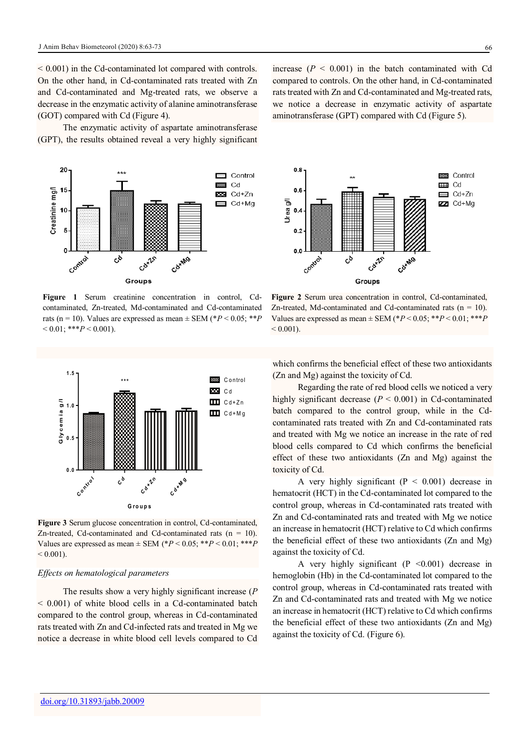< 0.001) in the Cd-contaminated lot compared with controls. On the other hand, in Cd-contaminated rats treated with Zn and Cd-contaminated and Mg-treated rats, we observe a decrease in the enzymatic activity of alanine aminotransferase (GOT) compared with Cd (Figure 4).

The enzymatic activity of aspartate aminotransferase (GPT), the results obtained reveal a very highly significant increase ($P < 0.001$) in the batch contaminated with Cd compared to controls. On the other hand, in Cd-contaminated rats treated with Zn and Cd-contaminated and Mg-treated rats, we notice a decrease in enzymatic activity of aspartate aminotransferase (GPT) compared with Cd (Figure 5).

**Figure 1** Serum creatinine concentration in control, Cd-contaminated, Zn-treated, Md-contaminated and Cd-contaminated rats (n = 10). Values are expressed as mean ± SEM (\*$P < 0.05$; \*\*$P < 0.01$; \*\*\*$P < 0.001$).

**Figure 2** Serum urea concentration in control, Cd-contaminated, Zn-treated, Md-contaminated and Cd-contaminated rats (n = 10). Values are expressed as mean ± SEM (\*$P < 0.05$; \*\*$P < 0.01$; \*\*\*$P < 0.001$).

**Figure 3** Serum glucose concentration in control, Cd-contaminated, Zn-treated, Cd-contaminated and Cd-contaminated rats (n = 10). Values are expressed as mean ± SEM (\*$P < 0.05$; \*\*$P < 0.01$; \*\*\*$P < 0.001$).

*Effects on hematological parameters*

The results show a very highly significant increase ($P < 0.001$) of white blood cells in a Cd-contaminated batch compared to the control group, whereas in Cd-contaminated rats treated with Zn and Cd-infected rats and treated in Mg we notice a decrease in white blood cell levels compared to Cd which confirms the beneficial effect of these two antioxidants (Zn and Mg) against the toxicity of Cd.

Regarding the rate of red blood cells we noticed a very highly significant decrease ($P < 0.001$) in Cd-contaminated batch compared to the control group, while in the Cd-contaminated rats treated with Zn and Cd-contaminated rats and treated with Mg we notice an increase in the rate of red blood cells compared to Cd which confirms the beneficial effect of these two antioxidants (Zn and Mg) against the toxicity of Cd.

A very highly significant ($P < 0.001$) decrease in hematocrit (HCT) in the Cd-contaminated lot compared to the control group, whereas in Cd-contaminated rats treated with Zn and Cd-contaminated rats and treated with Mg we notice an increase in hematocrit (HCT) relative to Cd which confirms the beneficial effect of these two antioxidants (Zn and Mg) against the toxicity of Cd.

A very highly significant ($P <0.001$) decrease in hemoglobin (Hb) in the Cd-contaminated lot compared to the control group, whereas in Cd-contaminated rats treated with Zn and Cd-contaminated rats and treated with Mg we notice an increase in hematocrit (HCT) relative to Cd which confirms the beneficial effect of these two antioxidants (Zn and Mg) against the toxicity of Cd. (Figure 6).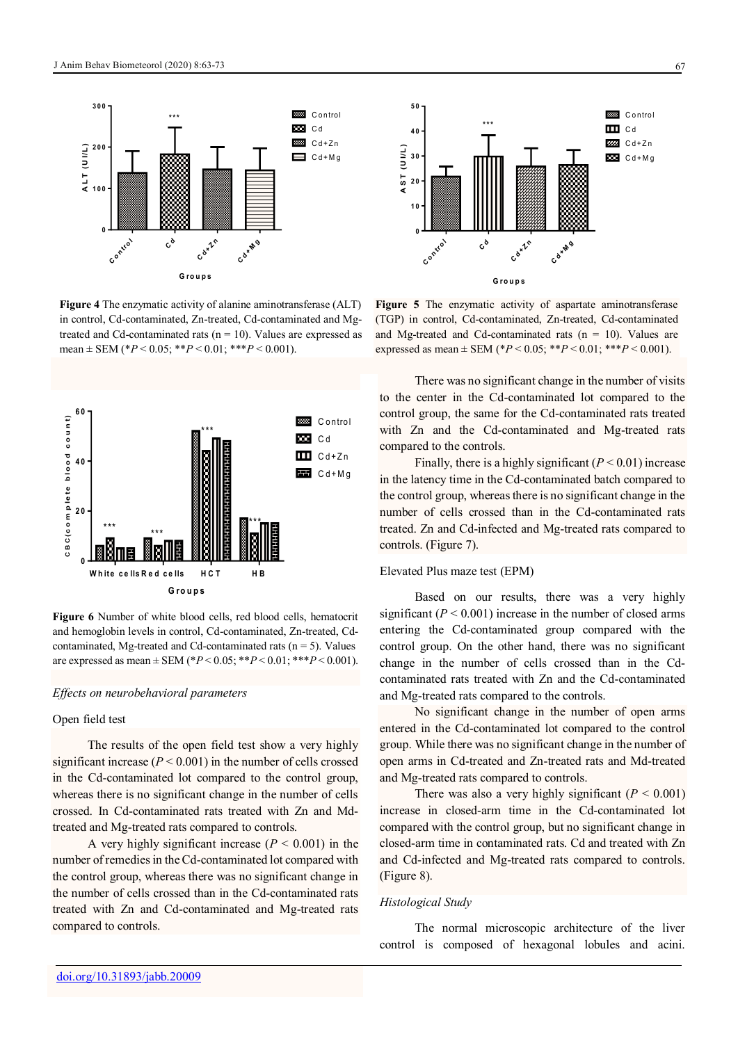**Figure 4** The enzymatic activity of alanine aminotransferase (ALT) in control, Cd-contaminated, Zn-treated, Cd-contaminated and Mg-treated and Cd-contaminated rats (n = 10). Values are expressed as mean ± SEM (\*$P < 0.05$; \*\*$P < 0.01$; \*\*\*$P < 0.001$).

**Figure 5** The enzymatic activity of aspartate aminotransferase (TGP) in control, Cd-contaminated, Zn-treated, Cd-contaminated and Mg-treated and Cd-contaminated rats (n = 10). Values are expressed as mean ± SEM (\*$P < 0.05$; \*\*$P < 0.01$; \*\*\*$P < 0.001$).

**Figure 6** Number of white blood cells, red blood cells, hematocrit and hemoglobin levels in control, Cd-contaminated, Zn-treated, Cd-contaminated, Mg-treated and Cd-contaminated rats (n = 5). Values are expressed as mean ± SEM (\*$P < 0.05$; \*\*$P < 0.01$; \*\*\*$P < 0.001$).

*Effects on neurobehavioral parameters*

Open field test

The results of the open field test show a very highly significant increase ($P < 0.001$) in the number of cells crossed in the Cd-contaminated lot compared to the control group, whereas there is no significant change in the number of cells crossed. In Cd-contaminated rats treated with Zn and Md-treated and Mg-treated rats compared to controls.

A very highly significant increase ($P < 0.001$) in the number of remedies in the Cd-contaminated lot compared with the control group, whereas there was no significant change in the number of cells crossed than in the Cd-contaminated rats treated with Zn and Cd-contaminated and Mg-treated rats compared to controls.

There was no significant change in the number of visits to the center in the Cd-contaminated lot compared to the control group, the same for the Cd-contaminated rats treated with Zn and the Cd-contaminated and Mg-treated rats compared to the controls.

Finally, there is a highly significant ($P < 0.01$) increase in the latency time in the Cd-contaminated batch compared to the control group, whereas there is no significant change in the number of cells crossed than in the Cd-contaminated rats treated. Zn and Cd-infected and Mg-treated rats compared to controls. (Figure 7).

Elevated Plus maze test (EPM)

Based on our results, there was a very highly significant ($P < 0.001$) increase in the number of closed arms entering the Cd-contaminated group compared with the control group. On the other hand, there was no significant change in the number of cells crossed than in the Cd-contaminated rats treated with Zn and the Cd-contaminated and Mg-treated rats compared to the controls.

No significant change in the number of open arms entered in the Cd-contaminated lot compared to the control group. While there was no significant change in the number of open arms in Cd-treated and Zn-treated rats and Md-treated and Mg-treated rats compared to controls.

There was also a very highly significant ($P < 0.001$) increase in closed-arm time in the Cd-contaminated lot compared with the control group, but no significant change in closed-arm time in contaminated rats. Cd and treated with Zn and Cd-infected and Mg-treated rats compared to controls. (Figure 8).

*Histological Study*

The normal microscopic architecture of the liver control is composed of hexagonal lobules and acini.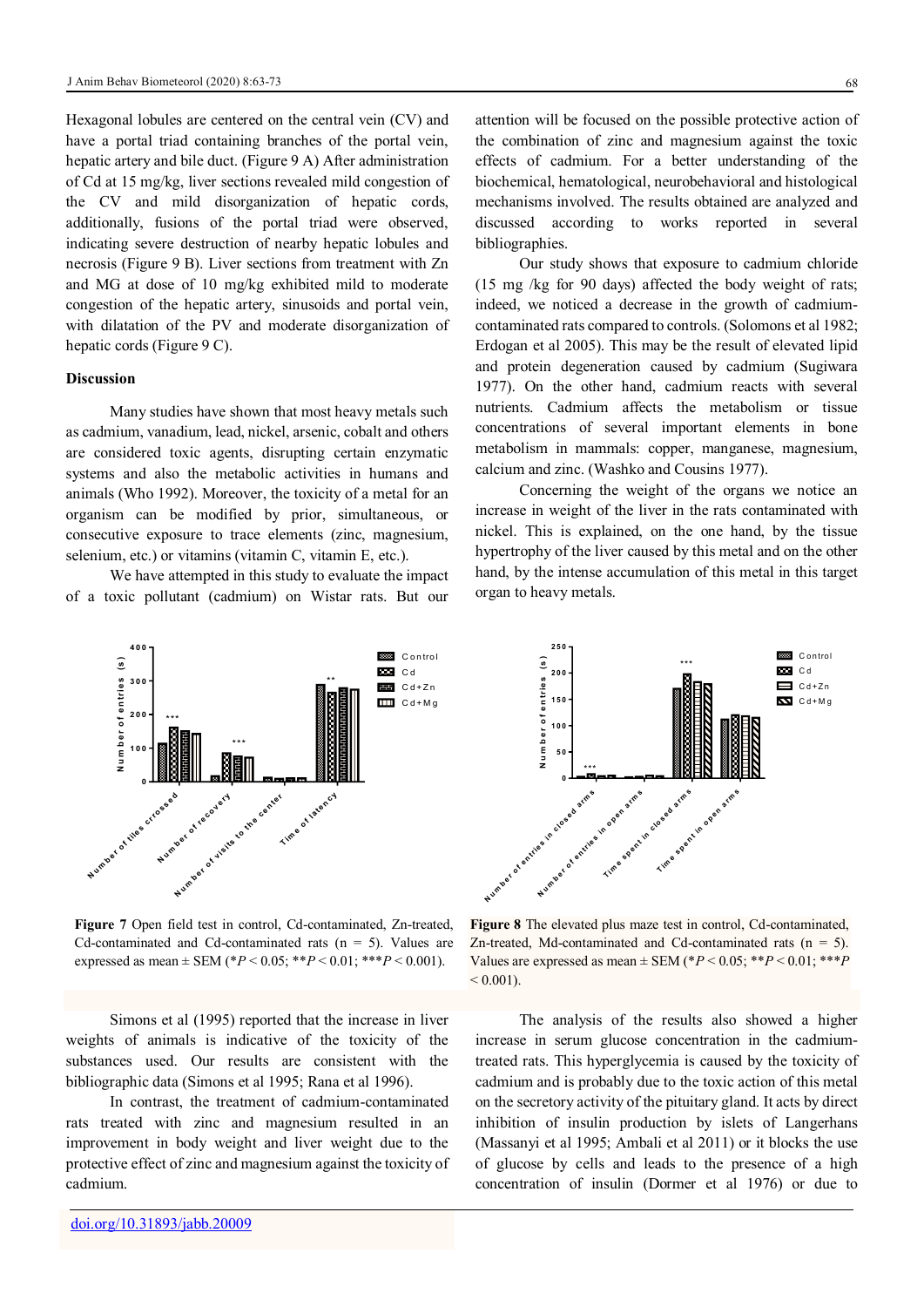Hexagonal lobules are centered on the central vein (CV) and have a portal triad containing branches of the portal vein, hepatic artery and bile duct. (Figure 9 A) After administration of Cd at 15 mg/kg, liver sections revealed mild congestion of the CV and mild disorganization of hepatic cords, additionally, fusions of the portal triad were observed, indicating severe destruction of nearby hepatic lobules and necrosis (Figure 9 B). Liver sections from treatment with Zn and MG at dose of 10 mg/kg exhibited mild to moderate congestion of the hepatic artery, sinusoids and portal vein, with dilatation of the PV and moderate disorganization of hepatic cords (Figure 9 C).

## Discussion

Many studies have shown that most heavy metals such as cadmium, vanadium, lead, nickel, arsenic, cobalt and others are considered toxic agents, disrupting certain enzymatic systems and also the metabolic activities in humans and animals (Who 1992). Moreover, the toxicity of a metal for an organism can be modified by prior, simultaneous, or consecutive exposure to trace elements (zinc, magnesium, selenium, etc.) or vitamins (vitamin C, vitamin E, etc.).

We have attempted in this study to evaluate the impact of a toxic pollutant (cadmium) on Wistar rats. But our attention will be focused on the possible protective action of the combination of zinc and magnesium against the toxic effects of cadmium. For a better understanding of the biochemical, hematological, neurobehavioral and histological mechanisms involved. The results obtained are analyzed and discussed according to works reported in several bibliographies.

Our study shows that exposure to cadmium chloride (15 mg /kg for 90 days) affected the body weight of rats; indeed, we noticed a decrease in the growth of cadmium-contaminated rats compared to controls. (Solomons et al 1982; Erdogan et al 2005). This may be the result of elevated lipid and protein degeneration caused by cadmium (Sugiwara 1977). On the other hand, cadmium reacts with several nutrients. Cadmium affects the metabolism or tissue concentrations of several important elements in bone metabolism in mammals: copper, manganese, magnesium, calcium and zinc. (Washko and Cousins 1977).

Concerning the weight of the organs we notice an increase in weight of the liver in the rats contaminated with nickel. This is explained, on the one hand, by the tissue hypertrophy of the liver caused by this metal and on the other hand, by the intense accumulation of this metal in this target organ to heavy metals.

**Figure 7** Open field test in control, Cd-contaminated, Zn-treated, Cd-contaminated and Cd-contaminated rats (n = 5). Values are expressed as mean ± SEM (\*$P < 0.05$; \*\*$P < 0.01$; \*\*\*$P < 0.001$).

**Figure 8** The elevated plus maze test in control, Cd-contaminated, Zn-treated, Md-contaminated and Cd-contaminated rats (n = 5). Values are expressed as mean ± SEM (\*$P < 0.05$; \*\*$P < 0.01$; \*\*\*$P < 0.001$).

Simons et al (1995) reported that the increase in liver weights of animals is indicative of the toxicity of the substances used. Our results are consistent with the bibliographic data (Simons et al 1995; Rana et al 1996).

In contrast, the treatment of cadmium-contaminated rats treated with zinc and magnesium resulted in an improvement in body weight and liver weight due to the protective effect of zinc and magnesium against the toxicity of cadmium.

The analysis of the results also showed a higher increase in serum glucose concentration in the cadmium-treated rats. This hyperglycemia is caused by the toxicity of cadmium and is probably due to the toxic action of this metal on the secretory activity of the pituitary gland. It acts by direct inhibition of insulin production by islets of Langerhans (Massanyi et al 1995; Ambali et al 2011) or it blocks the use of glucose by cells and leads to the presence of a high concentration of insulin (Dormer et al 1976) or due to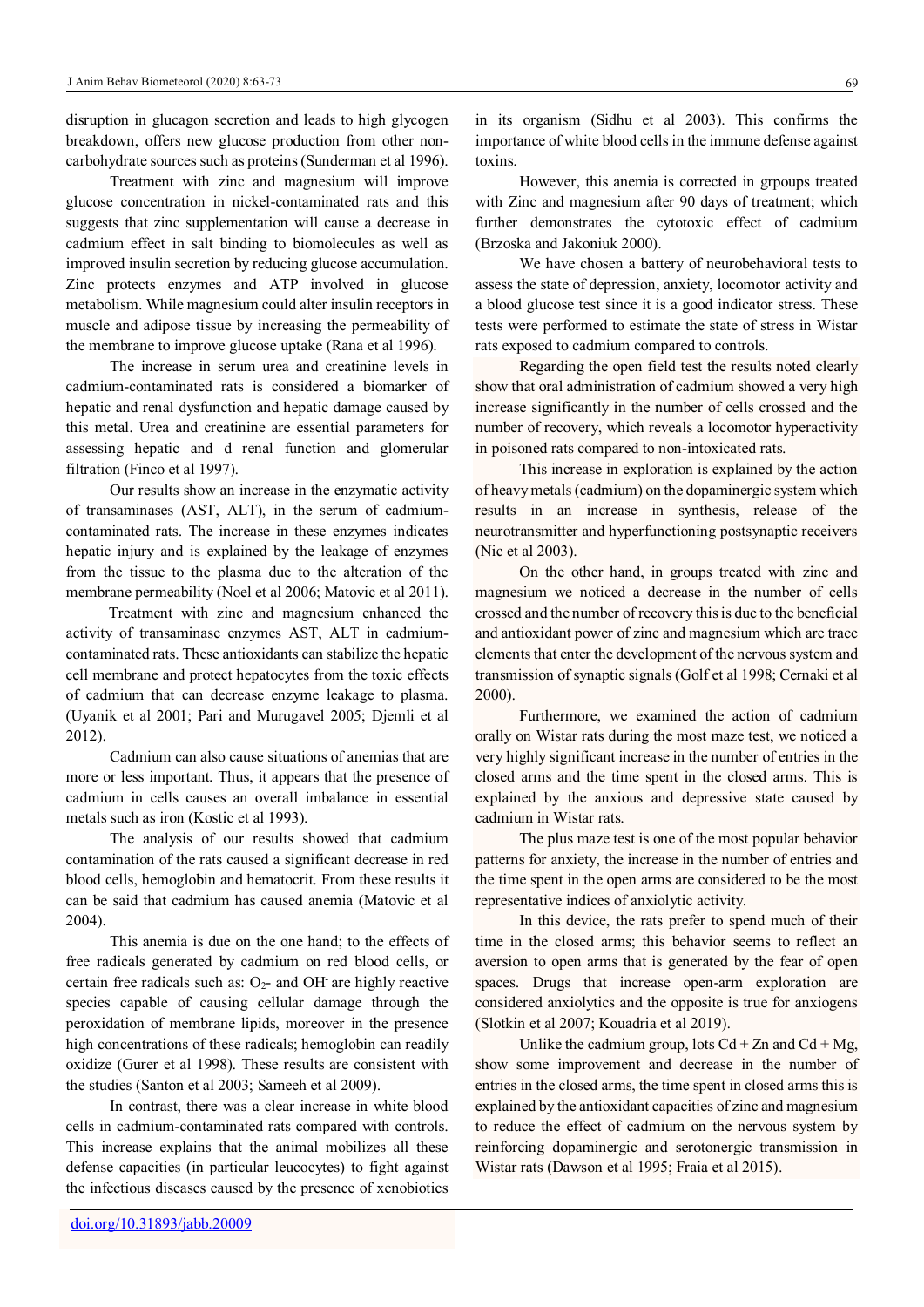disruption in glucagon secretion and leads to high glycogen breakdown, offers new glucose production from other non-carbohydrate sources such as proteins (Sunderman et al 1996).

Treatment with zinc and magnesium will improve glucose concentration in nickel-contaminated rats and this suggests that zinc supplementation will cause a decrease in cadmium effect in salt binding to biomolecules as well as improved insulin secretion by reducing glucose accumulation. Zinc protects enzymes and ATP involved in glucose metabolism. While magnesium could alter insulin receptors in muscle and adipose tissue by increasing the permeability of the membrane to improve glucose uptake (Rana et al 1996).

The increase in serum urea and creatinine levels in cadmium-contaminated rats is considered a biomarker of hepatic and renal dysfunction and hepatic damage caused by this metal. Urea and creatinine are essential parameters for assessing hepatic and d renal function and glomerular filtration (Finco et al 1997).

Our results show an increase in the enzymatic activity of transaminases (AST, ALT), in the serum of cadmium-contaminated rats. The increase in these enzymes indicates hepatic injury and is explained by the leakage of enzymes from the tissue to the plasma due to the alteration of the membrane permeability (Noel et al 2006; Matovic et al 2011).

Treatment with zinc and magnesium enhanced the activity of transaminase enzymes AST, ALT in cadmium-contaminated rats. These antioxidants can stabilize the hepatic cell membrane and protect hepatocytes from the toxic effects of cadmium that can decrease enzyme leakage to plasma. (Uyanik et al 2001; Pari and Murugavel 2005; Djemli et al 2012).

Cadmium can also cause situations of anemias that are more or less important. Thus, it appears that the presence of cadmium in cells causes an overall imbalance in essential metals such as iron (Kostic et al 1993).

The analysis of our results showed that cadmium contamination of the rats caused a significant decrease in red blood cells, hemoglobin and hematocrit. From these results it can be said that cadmium has caused anemia (Matovic et al 2004).

This anemia is due on the one hand; to the effects of free radicals generated by cadmium on red blood cells, or certain free radicals such as: $O_2$- and $OH^-$ are highly reactive species capable of causing cellular damage through the peroxidation of membrane lipids, moreover in the presence high concentrations of these radicals; hemoglobin can readily oxidize (Gurer et al 1998). These results are consistent with the studies (Santon et al 2003; Sameeh et al 2009).

In contrast, there was a clear increase in white blood cells in cadmium-contaminated rats compared with controls. This increase explains that the animal mobilizes all these defense capacities (in particular leucocytes) to fight against the infectious diseases caused by the presence of xenobiotics in its organism (Sidhu et al 2003). This confirms the importance of white blood cells in the immune defense against toxins.

However, this anemia is corrected in grpoups treated with Zinc and magnesium after 90 days of treatment; which further demonstrates the cytotoxic effect of cadmium (Brzoska and Jakoniuk 2000).

We have chosen a battery of neurobehavioral tests to assess the state of depression, anxiety, locomotor activity and a blood glucose test since it is a good indicator stress. These tests were performed to estimate the state of stress in Wistar rats exposed to cadmium compared to controls.

Regarding the open field test the results noted clearly show that oral administration of cadmium showed a very high increase significantly in the number of cells crossed and the number of recovery, which reveals a locomotor hyperactivity in poisoned rats compared to non-intoxicated rats.

This increase in exploration is explained by the action of heavy metals (cadmium) on the dopaminergic system which results in an increase in synthesis, release of the neurotransmitter and hyperfunctioning postsynaptic receivers (Nic et al 2003).

On the other hand, in groups treated with zinc and magnesium we noticed a decrease in the number of cells crossed and the number of recovery this is due to the beneficial and antioxidant power of zinc and magnesium which are trace elements that enter the development of the nervous system and transmission of synaptic signals (Golf et al 1998; Cernaki et al 2000).

Furthermore, we examined the action of cadmium orally on Wistar rats during the most maze test, we noticed a very highly significant increase in the number of entries in the closed arms and the time spent in the closed arms. This is explained by the anxious and depressive state caused by cadmium in Wistar rats.

The plus maze test is one of the most popular behavior patterns for anxiety, the increase in the number of entries and the time spent in the open arms are considered to be the most representative indices of anxiolytic activity.

In this device, the rats prefer to spend much of their time in the closed arms; this behavior seems to reflect an aversion to open arms that is generated by the fear of open spaces. Drugs that increase open-arm exploration are considered anxiolytics and the opposite is true for anxiogens (Slotkin et al 2007; Kouadria et al 2019).

Unlike the cadmium group, lots Cd + Zn and Cd + Mg, show some improvement and decrease in the number of entries in the closed arms, the time spent in closed arms this is explained by the antioxidant capacities of zinc and magnesium to reduce the effect of cadmium on the nervous system by reinforcing dopaminergic and serotonergic transmission in Wistar rats (Dawson et al 1995; Fraia et al 2015).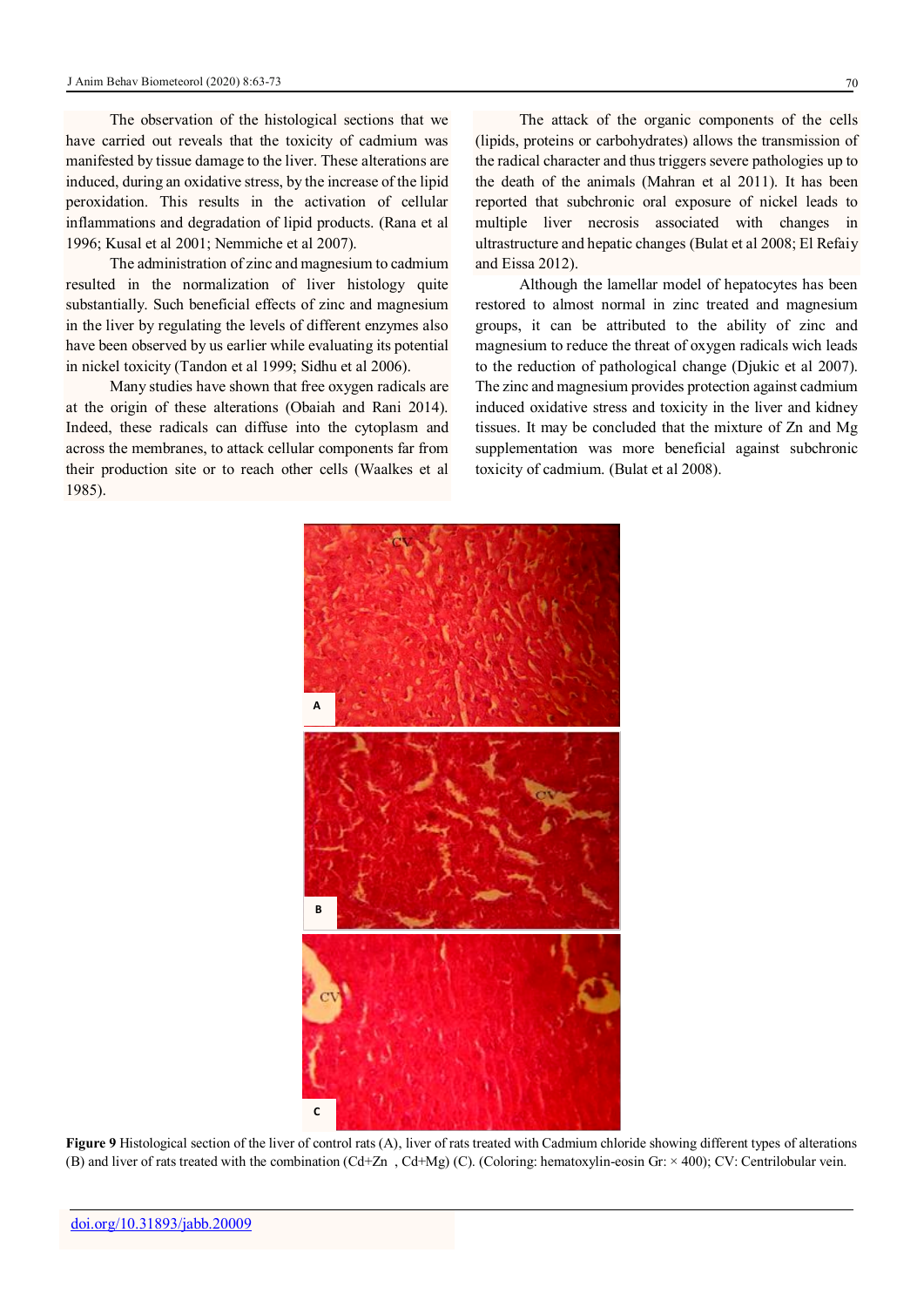The observation of the histological sections that we have carried out reveals that the toxicity of cadmium was manifested by tissue damage to the liver. These alterations are induced, during an oxidative stress, by the increase of the lipid peroxidation. This results in the activation of cellular inflammations and degradation of lipid products. (Rana et al 1996; Kusal et al 2001; Nemmiche et al 2007).

The administration of zinc and magnesium to cadmium resulted in the normalization of liver histology quite substantially. Such beneficial effects of zinc and magnesium in the liver by regulating the levels of different enzymes also have been observed by us earlier while evaluating its potential in nickel toxicity (Tandon et al 1999; Sidhu et al 2006).

Many studies have shown that free oxygen radicals are at the origin of these alterations (Obaiah and Rani 2014). Indeed, these radicals can diffuse into the cytoplasm and across the membranes, to attack cellular components far from their production site or to reach other cells (Waalkes et al 1985).

The attack of the organic components of the cells (lipids, proteins or carbohydrates) allows the transmission of the radical character and thus triggers severe pathologies up to the death of the animals (Mahran et al 2011). It has been reported that subchronic oral exposure of nickel leads to multiple liver necrosis associated with changes in ultrastructure and hepatic changes (Bulat et al 2008; El Refaiy and Eissa 2012).

Although the lamellar model of hepatocytes has been restored to almost normal in zinc treated and magnesium groups, it can be attributed to the ability of zinc and magnesium to reduce the threat of oxygen radicals wich leads to the reduction of pathological change (Djukic et al 2007). The zinc and magnesium provides protection against cadmium induced oxidative stress and toxicity in the liver and kidney tissues. It may be concluded that the mixture of Zn and Mg supplementation was more beneficial against subchronic toxicity of cadmium. (Bulat et al 2008).

**Figure 9** Histological section of the liver of control rats (A), liver of rats treated with Cadmium chloride showing different types of alterations (B) and liver of rats treated with the combination (Cd+Zn , Cd+Mg) (C). (Coloring: hematoxylin-eosin Gr: × 400); CV: Centrilobular vein.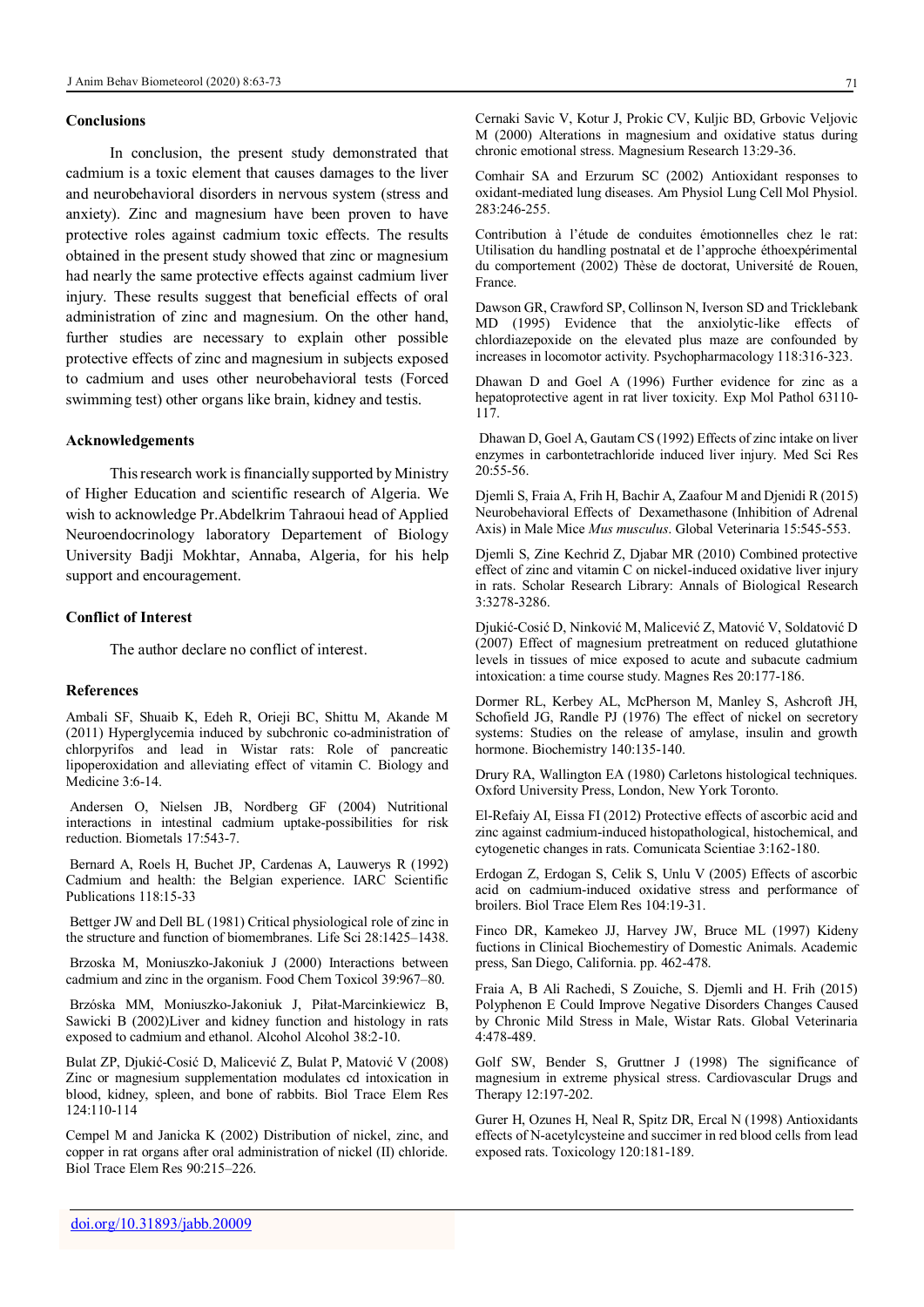## Conclusions

In conclusion, the present study demonstrated that cadmium is a toxic element that causes damages to the liver and neurobehavioral disorders in nervous system (stress and anxiety). Zinc and magnesium have been proven to have protective roles against cadmium toxic effects. The results obtained in the present study showed that zinc or magnesium had nearly the same protective effects against cadmium liver injury. These results suggest that beneficial effects of oral administration of zinc and magnesium. On the other hand, further studies are necessary to explain other possible protective effects of zinc and magnesium in subjects exposed to cadmium and uses other neurobehavioral tests (Forced swimming test) other organs like brain, kidney and testis.

## Acknowledgements

This research work is financially supported by Ministry of Higher Education and scientific research of Algeria. We wish to acknowledge Pr.Abdelkrim Tahraoui head of Applied Neuroendocrinology laboratory Departement of Biology University Badji Mokhtar, Annaba, Algeria, for his help support and encouragement.

## Conflict of Interest

The author declare no conflict of interest.

## References

Ambali SF, Shuaib K, Edeh R, Orieji BC, Shittu M, Akande M (2011) Hyperglycemia induced by subchronic co-administration of chlorpyrifos and lead in Wistar rats: Role of pancreatic lipoperoxidation and alleviating effect of vitamin C. Biology and Medicine 3:6-14.

Andersen O, Nielsen JB, Nordberg GF (2004) Nutritional interactions in intestinal cadmium uptake-possibilities for risk reduction. Biometals 17:543-7.

Bernard A, Roels H, Buchet JP, Cardenas A, Lauwerys R (1992) Cadmium and health: the Belgian experience. IARC Scientific Publications 118:15-33

Bettger JW and Dell BL (1981) Critical physiological role of zinc in the structure and function of biomembranes. Life Sci 28:1425–1438.

Brzoska M, Moniuszko-Jakoniuk J (2000) Interactions between cadmium and zinc in the organism. Food Chem Toxicol 39:967–80.

Brzóska MM, Moniuszko-Jakoniuk J, Piłat-Marcinkiewicz B, Sawicki B (2002)Liver and kidney function and histology in rats exposed to cadmium and ethanol. Alcohol Alcohol 38:2-10.

Bulat ZP, Djukić-Cosić D, Malicević Z, Bulat P, Matović V (2008) Zinc or magnesium supplementation modulates cd intoxication in blood, kidney, spleen, and bone of rabbits. Biol Trace Elem Res 124:110-114

Cempel M and Janicka K (2002) Distribution of nickel, zinc, and copper in rat organs after oral administration of nickel (II) chloride. Biol Trace Elem Res 90:215–226.

Cernaki Savic V, Kotur J, Prokic CV, Kuljic BD, Grbovic Veljovic M (2000) Alterations in magnesium and oxidative status during chronic emotional stress. Magnesium Research 13:29-36.

Comhair SA and Erzurum SC (2002) Antioxidant responses to oxidant-mediated lung diseases. Am Physiol Lung Cell Mol Physiol. 283:246-255.

Contribution à l'étude de conduites émotionnelles chez le rat: Utilisation du handling postnatal et de l'approche éthoexpérimental du comportement (2002) Thèse de doctorat, Université de Rouen, France.

Dawson GR, Crawford SP, Collinson N, Iverson SD and Tricklebank MD (1995) Evidence that the anxiolytic-like effects of chlordiazepoxide on the elevated plus maze are confounded by increases in locomotor activity. Psychopharmacology 118:316-323.

Dhawan D and Goel A (1996) Further evidence for zinc as a hepatoprotective agent in rat liver toxicity. Exp Mol Pathol 63110-117.

Dhawan D, Goel A, Gautam CS (1992) Effects of zinc intake on liver enzymes in carbontetrachloride induced liver injury. Med Sci Res 20:55-56.

Djemli S, Fraia A, Frih H, Bachir A, Zaafour M and Djenidi R (2015) Neurobehavioral Effects of Dexamethasone (Inhibition of Adrenal Axis) in Male Mice *Mus musculus*. Global Veterinaria 15:545-553.

Djemli S, Zine Kechrid Z, Djabar MR (2010) Combined protective effect of zinc and vitamin C on nickel-induced oxidative liver injury in rats. Scholar Research Library: Annals of Biological Research 3:3278-3286.

Djukić-Cosić D, Ninković M, Malicević Z, Matović V, Soldatović D (2007) Effect of magnesium pretreatment on reduced glutathione levels in tissues of mice exposed to acute and subacute cadmium intoxication: a time course study. Magnes Res 20:177-186.

Dormer RL, Kerbey AL, McPherson M, Manley S, Ashcroft JH, Schofield JG, Randle PJ (1976) The effect of nickel on secretory systems: Studies on the release of amylase, insulin and growth hormone. Biochemistry 140:135-140.

Drury RA, Wallington EA (1980) Carletons histological techniques. Oxford University Press, London, New York Toronto.

El-Refaiy AI, Eissa FI (2012) Protective effects of ascorbic acid and zinc against cadmium-induced histopathological, histochemical, and cytogenetic changes in rats. Comunicata Scientiae 3:162-180.

Erdogan Z, Erdogan S, Celik S, Unlu V (2005) Effects of ascorbic acid on cadmium-induced oxidative stress and performance of broilers. Biol Trace Elem Res 104:19-31.

Finco DR, Kamekeo JJ, Harvey JW, Bruce ML (1997) Kideny fuctions in Clinical Biochemestiry of Domestic Animals. Academic press, San Diego, California. pp. 462-478.

Fraia A, B Ali Rachedi, S Zouiche, S. Djemli and H. Frih (2015) Polyphenon E Could Improve Negative Disorders Changes Caused by Chronic Mild Stress in Male, Wistar Rats. Global Veterinaria 4:478-489.

Golf SW, Bender S, Gruttner J (1998) The significance of magnesium in extreme physical stress. Cardiovascular Drugs and Therapy 12:197-202.

Gurer H, Ozunes H, Neal R, Spitz DR, Ercal N (1998) Antioxidants effects of N-acetylcysteine and succimer in red blood cells from lead exposed rats. Toxicology 120:181-189.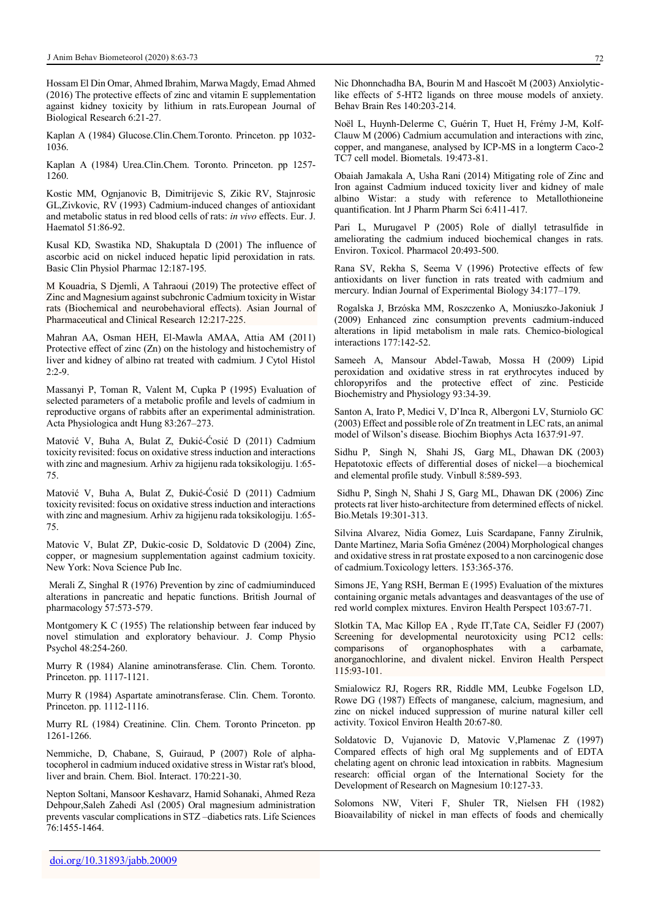Hossam El Din Omar, Ahmed Ibrahim, Marwa Magdy, Emad Ahmed (2016) The protective effects of zinc and vitamin E supplementation against kidney toxicity by lithium in rats.European Journal of Biological Research 6:21-27.

Kaplan A (1984) Glucose.Clin.Chem.Toronto. Princeton. pp 1032-1036.

Kaplan A (1984) Urea.Clin.Chem. Toronto. Princeton. pp 1257-1260.

Kostic MM, Ognjanovic B, Dimitrijevic S, Zikic RV, Stajnrosic GL,Zivkovic, RV (1993) Cadmium-induced changes of antioxidant and metabolic status in red blood cells of rats: *in vivo* effects. Eur. J. Haematol 51:86-92.

Kusal KD, Swastika ND, Shakuptala D (2001) The influence of ascorbic acid on nickel induced hepatic lipid peroxidation in rats. Basic Clin Physiol Pharmac 12:187-195.

M Kouadria, S Djemli, A Tahraoui (2019) The protective effect of Zinc and Magnesium against subchronic Cadmium toxicity in Wistar rats (Biochemical and neurobehavioral effects). Asian Journal of Pharmaceutical and Clinical Research 12:217-225.

Mahran AA, Osman HEH, El-Mawla AMAA, Attia AM (2011) Protective effect of zinc (Zn) on the histology and histochemistry of liver and kidney of albino rat treated with cadmium. J Cytol Histol 2:2-9.

Massanyi P, Toman R, Valent M, Cupka P (1995) Evaluation of selected parameters of a metabolic profile and levels of cadmium in reproductive organs of rabbits after an experimental administration. Acta Physiologica andt Hung 83:267–273.

Matović V, Buha A, Bulat Z, Đukić-Ćosić D (2011) Cadmium toxicity revisited: focus on oxidative stress induction and interactions with zinc and magnesium. Arhiv za higijenu rada toksikologiju. 1:65-75.

Matović V, Buha A, Bulat Z, Đukić-Ćosić D (2011) Cadmium toxicity revisited: focus on oxidative stress induction and interactions with zinc and magnesium. Arhiv za higijenu rada toksikologiju. 1:65-75.

Matovic V, Bulat ZP, Dukic-cosic D, Soldatovic D (2004) Zinc, copper, or magnesium supplementation against cadmium toxicity. New York: Nova Science Pub Inc.

Merali Z, Singhal R (1976) Prevention by zinc of cadmiuminduced alterations in pancreatic and hepatic functions. British Journal of pharmacology 57:573-579.

Montgomery K C (1955) The relationship between fear induced by novel stimulation and exploratory behaviour. J. Comp Physio Psychol 48:254-260.

Murry R (1984) Alanine aminotransferase. Clin. Chem. Toronto. Princeton. pp. 1117-1121.

Murry R (1984) Aspartate aminotransferase. Clin. Chem. Toronto. Princeton. pp. 1112-1116.

Murry RL (1984) Creatinine. Clin. Chem. Toronto Princeton. pp 1261-1266.

Nemmiche, D, Chabane, S, Guiraud, P (2007) Role of alpha-tocopherol in cadmium induced oxidative stress in Wistar rat's blood, liver and brain. Chem. Biol. Interact. 170:221-30.

Nepton Soltani, Mansoor Keshavarz, Hamid Sohanaki, Ahmed Reza Dehpour,Saleh Zahedi Asl (2005) Oral magnesium administration prevents vascular complications in STZ –diabetics rats. Life Sciences 76:1455-1464.

Nic Dhonnchadha BA, Bourin M and Hascoët M (2003) Anxiolytic-like effects of 5-HT2 ligands on three mouse models of anxiety. Behav Brain Res 140:203-214.

Noël L, Huynh-Delerme C, Guérin T, Huet H, Frémy J-M, Kolf-Clauw M (2006) Cadmium accumulation and interactions with zinc, copper, and manganese, analysed by ICP-MS in a longterm Caco-2 TC7 cell model. Biometals. 19:473-81.

Obaiah Jamakala A, Usha Rani (2014) Mitigating role of Zinc and Iron against Cadmium induced toxicity liver and kidney of male albino Wistar: a study with reference to Metallothioneine quantification. Int J Pharm Pharm Sci 6:411-417.

Pari L, Murugavel P (2005) Role of diallyl tetrasulfide in ameliorating the cadmium induced biochemical changes in rats. Environ. Toxicol. Pharmacol 20:493-500.

Rana SV, Rekha S, Seema V (1996) Protective effects of few antioxidants on liver function in rats treated with cadmium and mercury. Indian Journal of Experimental Biology 34:177–179.

Rogalska J, Brzóska MM, Roszczenko A, Moniuszko-Jakoniuk J (2009) Enhanced zinc consumption prevents cadmium-induced alterations in lipid metabolism in male rats. Chemico-biological interactions 177:142-52.

Sameeh A, Mansour Abdel-Tawab, Mossa H (2009) Lipid peroxidation and oxidative stress in rat erythrocytes induced by chloropyrifos and the protective effect of zinc. Pesticide Biochemistry and Physiology 93:34-39.

Santon A, Irato P, Medici V, D'Inca R, Albergoni LV, Sturniolo GC (2003) Effect and possible role of Zn treatment in LEC rats, an animal model of Wilson's disease. Biochim Biophys Acta 1637:91-97.

Sidhu P, Singh N, Shahi JS, Garg ML, Dhawan DK (2003) Hepatotoxic effects of differential doses of nickel—a biochemical and elemental profile study. Vinbull 8:589-593.

Sidhu P, Singh N, Shahi J S, Garg ML, Dhawan DK (2006) Zinc protects rat liver histo-architecture from determined effects of nickel. Bio.Metals 19:301-313.

Silvina Alvarez, Nidia Gomez, Luis Scardapane, Fanny Zirulnik, Dante Martinez, Maria Sofia Gménez (2004) Morphological changes and oxidative stress in rat prostate exposed to a non carcinogenic dose of cadmium.Toxicology letters. 153:365-376.

Simons JE, Yang RSH, Berman E (1995) Evaluation of the mixtures containing organic metals advantages and deasvantages of the use of red world complex mixtures. Environ Health Perspect 103:67-71.

Slotkin TA, Mac Killop EA , Ryde IT,Tate CA, Seidler FJ (2007) Screening for developmental neurotoxicity using PC12 cells: comparisons of organophosphates with a carbamate, anorganochlorine, and divalent nickel. Environ Health Perspect 115:93-101.

Smialowicz RJ, Rogers RR, Riddle MM, Leubke Fogelson LD, Rowe DG (1987) Effects of manganese, calcium, magnesium, and zinc on nickel induced suppression of murine natural killer cell activity. Toxicol Environ Health 20:67-80.

Soldatovic D, Vujanovic D, Matovic V,Plamenac Z (1997) Compared effects of high oral Mg supplements and of EDTA chelating agent on chronic lead intoxication in rabbits. Magnesium research: official organ of the International Society for the Development of Research on Magnesium 10:127-33.

Solomons NW, Viteri F, Shuler TR, Nielsen FH (1982) Bioavailability of nickel in man effects of foods and chemically

doi.org/10.31893/jabb.20009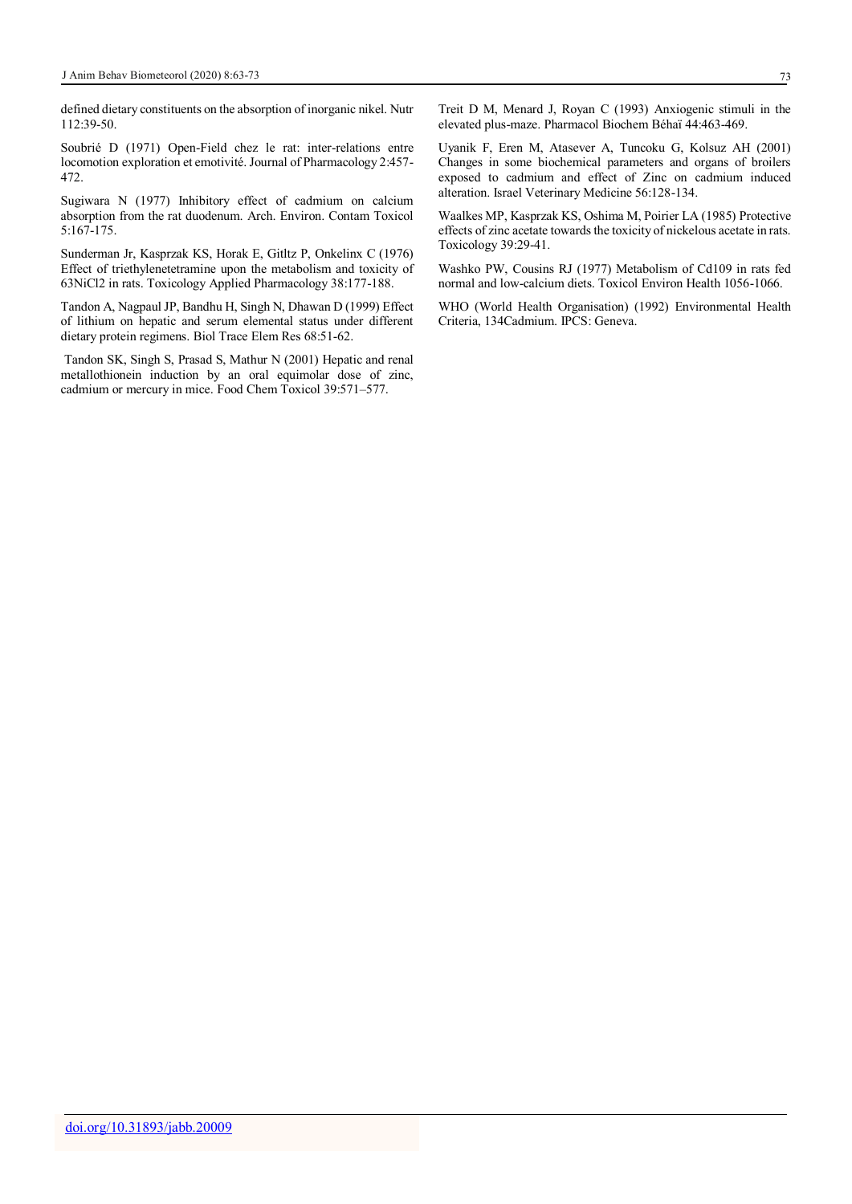defined dietary constituents on the absorption of inorganic nikel. Nutr 112:39-50.

Soubrié D (1971) Open-Field chez le rat: inter-relations entre locomotion exploration et emotivité. Journal of Pharmacology 2:457-472.

Sugiwara N (1977) Inhibitory effect of cadmium on calcium absorption from the rat duodenum. Arch. Environ. Contam Toxicol 5:167-175.

Sunderman Jr, Kasprzak KS, Horak E, Gitltz P, Onkelinx C (1976) Effect of triethylenetetramine upon the metabolism and toxicity of 63NiCl2 in rats. Toxicology Applied Pharmacology 38:177-188.

Tandon A, Nagpaul JP, Bandhu H, Singh N, Dhawan D (1999) Effect of lithium on hepatic and serum elemental status under different dietary protein regimens. Biol Trace Elem Res 68:51-62.

Tandon SK, Singh S, Prasad S, Mathur N (2001) Hepatic and renal metallothionein induction by an oral equimolar dose of zinc, cadmium or mercury in mice. Food Chem Toxicol 39:571–577.

Treit D M, Menard J, Royan C (1993) Anxiogenic stimuli in the elevated plus-maze. Pharmacol Biochem Béhaï 44:463-469.

Uyanik F, Eren M, Atasever A, Tuncoku G, Kolsuz AH (2001) Changes in some biochemical parameters and organs of broilers exposed to cadmium and effect of Zinc on cadmium induced alteration. Israel Veterinary Medicine 56:128-134.

Waalkes MP, Kasprzak KS, Oshima M, Poirier LA (1985) Protective effects of zinc acetate towards the toxicity of nickelous acetate in rats. Toxicology 39:29-41.

Washko PW, Cousins RJ (1977) Metabolism of Cd109 in rats fed normal and low-calcium diets. Toxicol Environ Health 1056-1066.

WHO (World Health Organisation) (1992) Environmental Health Criteria, 134Cadmium. IPCS: Geneva.